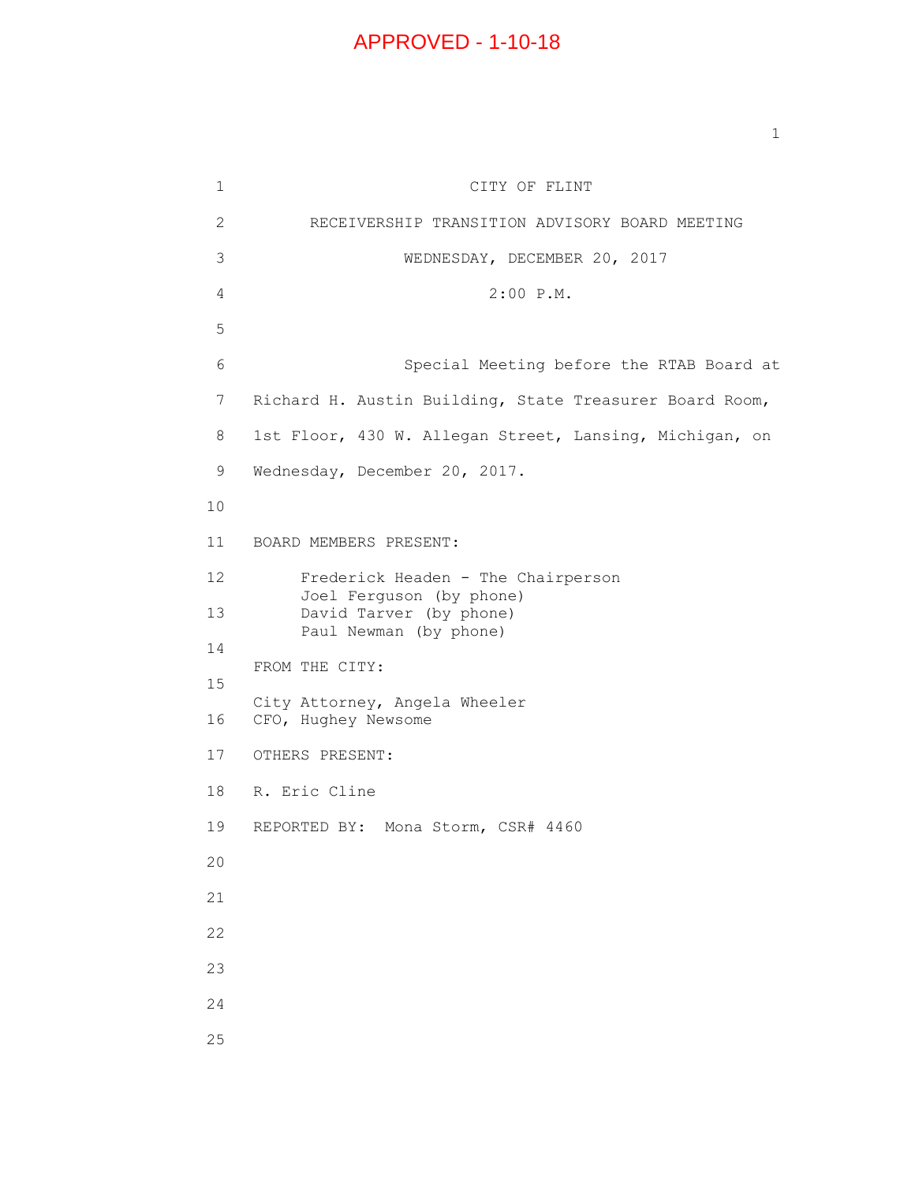APPROVED - 1-10-18

CITY OF FLINT

RECEIVERSHIP TRANSITION ADVISORY BOARD MEETING

WEDNESDAY, DECEMBER 20, 2017

2:00 P.M.

Special Meeting before the RTAB Board at Richard H. Austin Building, State Treasurer Board Room, 1st Floor, 430 W. Allegan Street, Lansing, Michigan, on Wednesday, December 20, 2017.

BOARD MEMBERS PRESENT:

Frederick Headen - The Chairperson
Joel Ferguson (by phone)
David Tarver (by phone)
Paul Newman (by phone)

FROM THE CITY:

City Attorney, Angela Wheeler
CFO, Hughey Newsome

OTHERS PRESENT:

R. Eric Cline

REPORTED BY: Mona Storm, CSR# 4460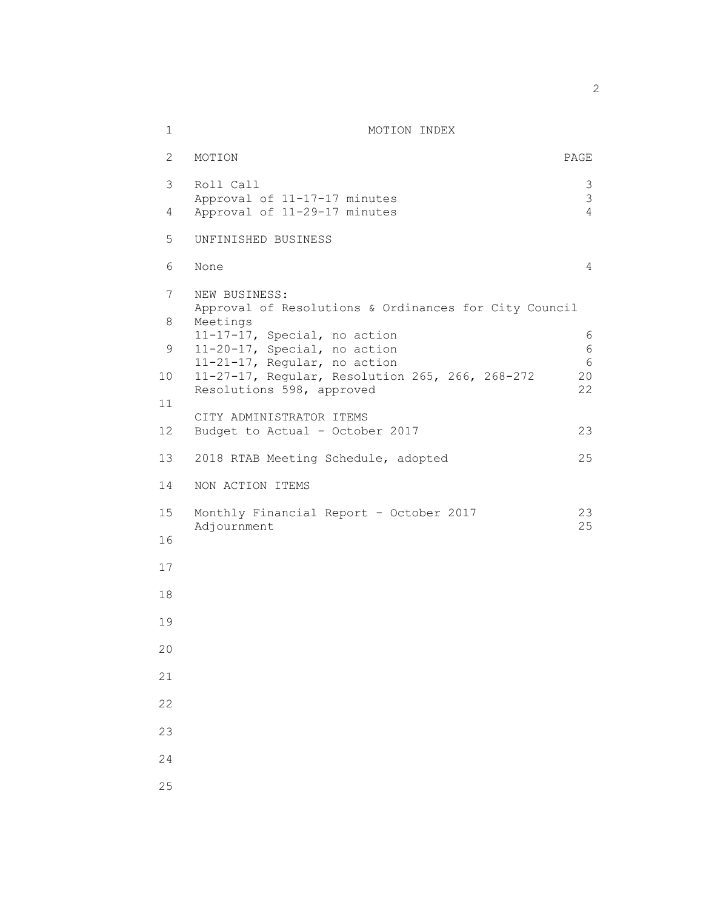# MOTION INDEX

| MOTION | PAGE |
|---|---|
| Roll Call | 3 |
| Approval of 11-17-17 minutes | 3 |
| Approval of 11-29-17 minutes | 4 |
| **UNFINISHED BUSINESS** | |
| None | 4 |
| **NEW BUSINESS:** | |
| Approval of Resolutions & Ordinances for City Council Meetings | |
| 11-17-17, Special, no action | 6 |
| 11-20-17, Special, no action | 6 |
| 11-21-17, Regular, no action | 6 |
| 11-27-17, Regular, Resolution 265, 266, 268-272 | 20 |
| Resolutions 598, approved | 22 |
| **CITY ADMINISTRATOR ITEMS** | |
| Budget to Actual - October 2017 | 23 |
| 2018 RTAB Meeting Schedule, adopted | 25 |
| **NON ACTION ITEMS** | |
| Monthly Financial Report - October 2017 | 23 |
| Adjournment | 25 |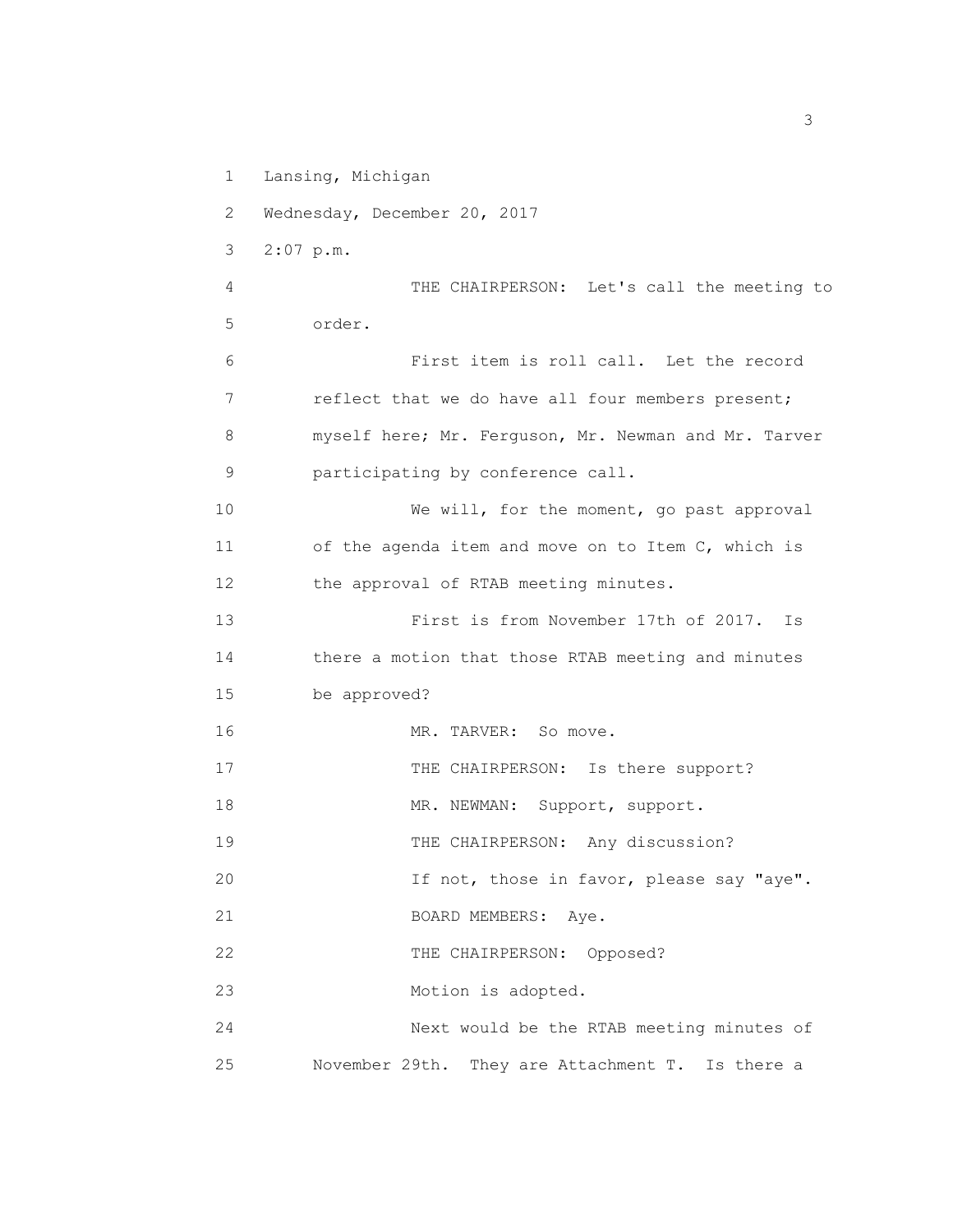Lansing, Michigan

Wednesday, December 20, 2017

2:07 p.m.

THE CHAIRPERSON: Let's call the meeting to order.

First item is roll call. Let the record reflect that we do have all four members present; myself here; Mr. Ferguson, Mr. Newman and Mr. Tarver participating by conference call.

We will, for the moment, go past approval of the agenda item and move on to Item C, which is the approval of RTAB meeting minutes.

First is from November 17th of 2017. Is there a motion that those RTAB meeting and minutes be approved?

MR. TARVER: So move.

THE CHAIRPERSON: Is there support?

MR. NEWMAN: Support, support.

THE CHAIRPERSON: Any discussion?

If not, those in favor, please say "aye".

BOARD MEMBERS: Aye.

THE CHAIRPERSON: Opposed?

Motion is adopted.

Next would be the RTAB meeting minutes of November 29th. They are Attachment T. Is there a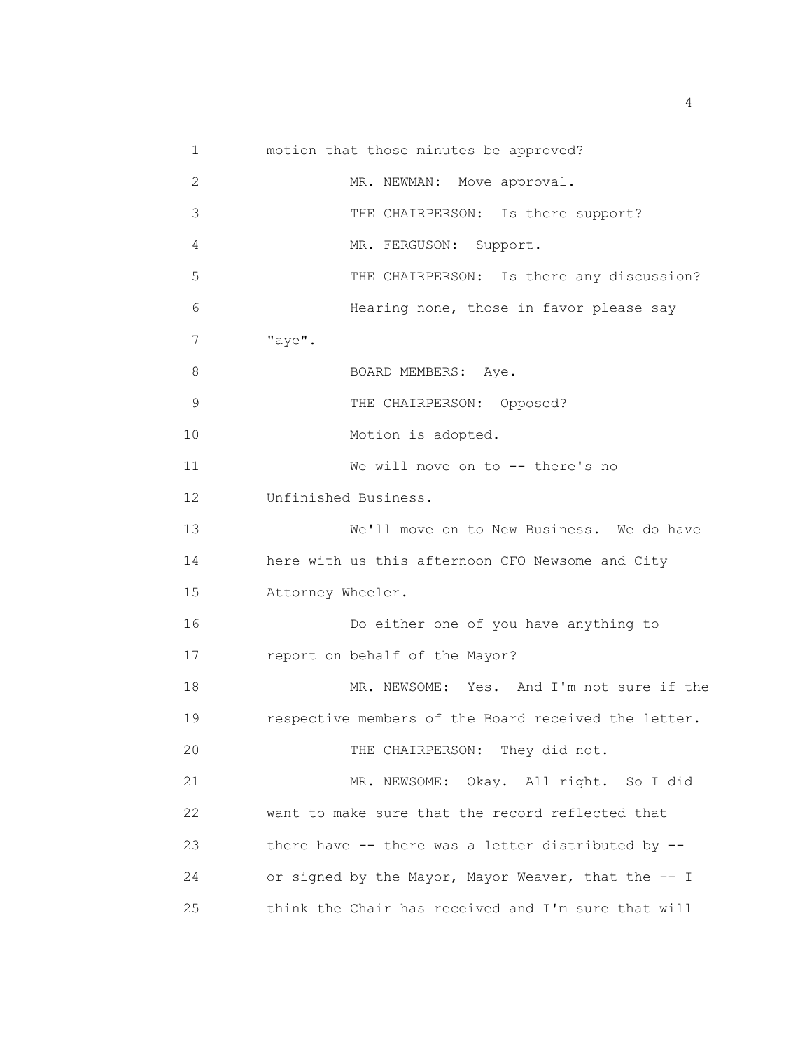1 motion that those minutes be approved?

2 MR. NEWMAN: Move approval.

3 THE CHAIRPERSON: Is there support?

4 MR. FERGUSON: Support.

5 THE CHAIRPERSON: Is there any discussion?

6 Hearing none, those in favor please say

7 "aye".

8 BOARD MEMBERS: Aye.

9 THE CHAIRPERSON: Opposed?

10 Motion is adopted.

11 We will move on to -- there's no

12 Unfinished Business.

13 We'll move on to New Business. We do have

14 here with us this afternoon CFO Newsome and City

15 Attorney Wheeler.

16 Do either one of you have anything to

17 report on behalf of the Mayor?

18 MR. NEWSOME: Yes. And I'm not sure if the

19 respective members of the Board received the letter.

20 THE CHAIRPERSON: They did not.

21 MR. NEWSOME: Okay. All right. So I did

22 want to make sure that the record reflected that

23 there have -- there was a letter distributed by --

24 or signed by the Mayor, Mayor Weaver, that the -- I

25 think the Chair has received and I'm sure that will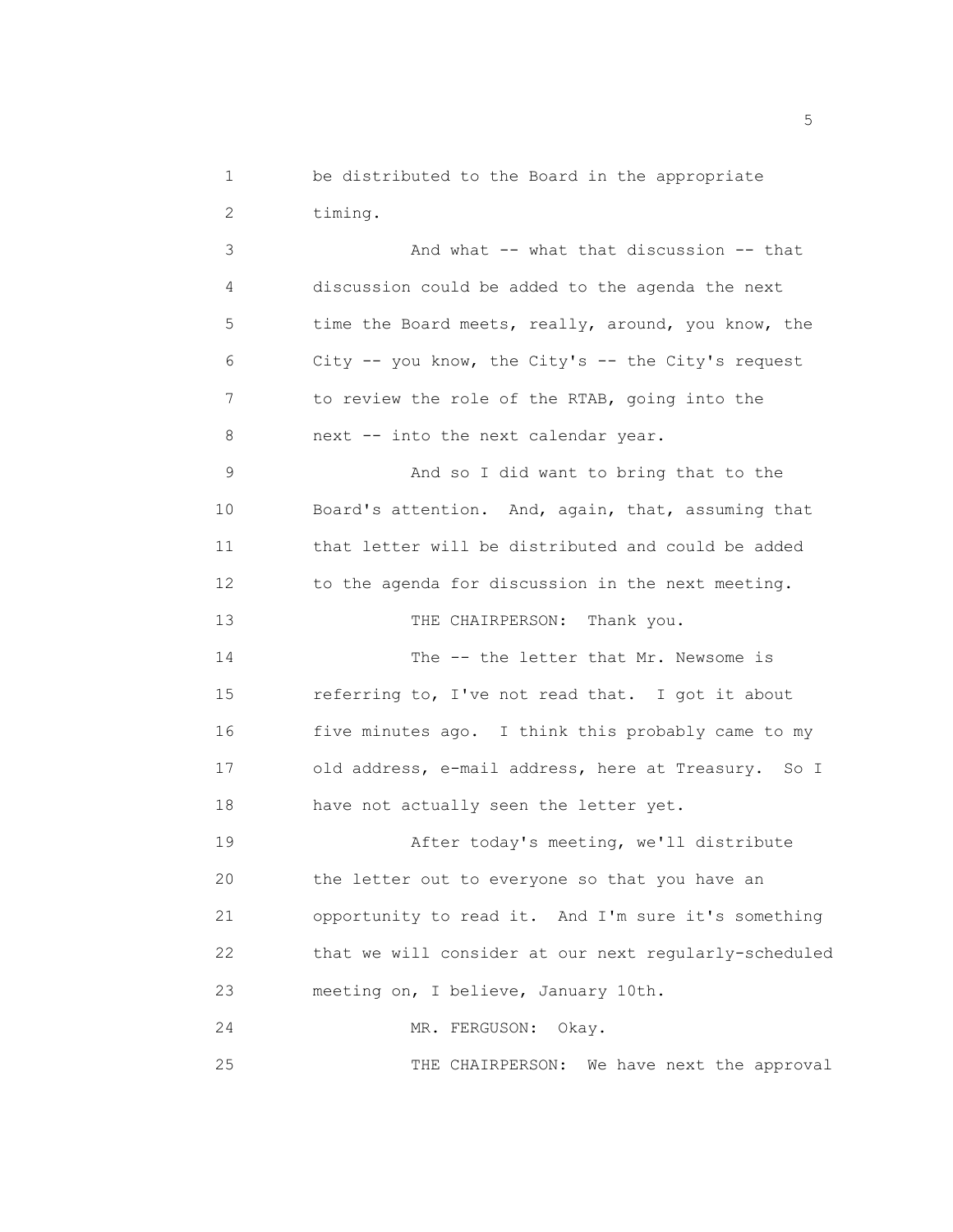be distributed to the Board in the appropriate timing.

And what -- what that discussion -- that discussion could be added to the agenda the next time the Board meets, really, around, you know, the City -- you know, the City's -- the City's request to review the role of the RTAB, going into the next -- into the next calendar year.

And so I did want to bring that to the Board's attention. And, again, that, assuming that that letter will be distributed and could be added to the agenda for discussion in the next meeting.

THE CHAIRPERSON: Thank you.

The -- the letter that Mr. Newsome is referring to, I've not read that. I got it about five minutes ago. I think this probably came to my old address, e-mail address, here at Treasury. So I have not actually seen the letter yet.

After today's meeting, we'll distribute the letter out to everyone so that you have an opportunity to read it. And I'm sure it's something that we will consider at our next regularly-scheduled meeting on, I believe, January 10th.

MR. FERGUSON: Okay.

THE CHAIRPERSON: We have next the approval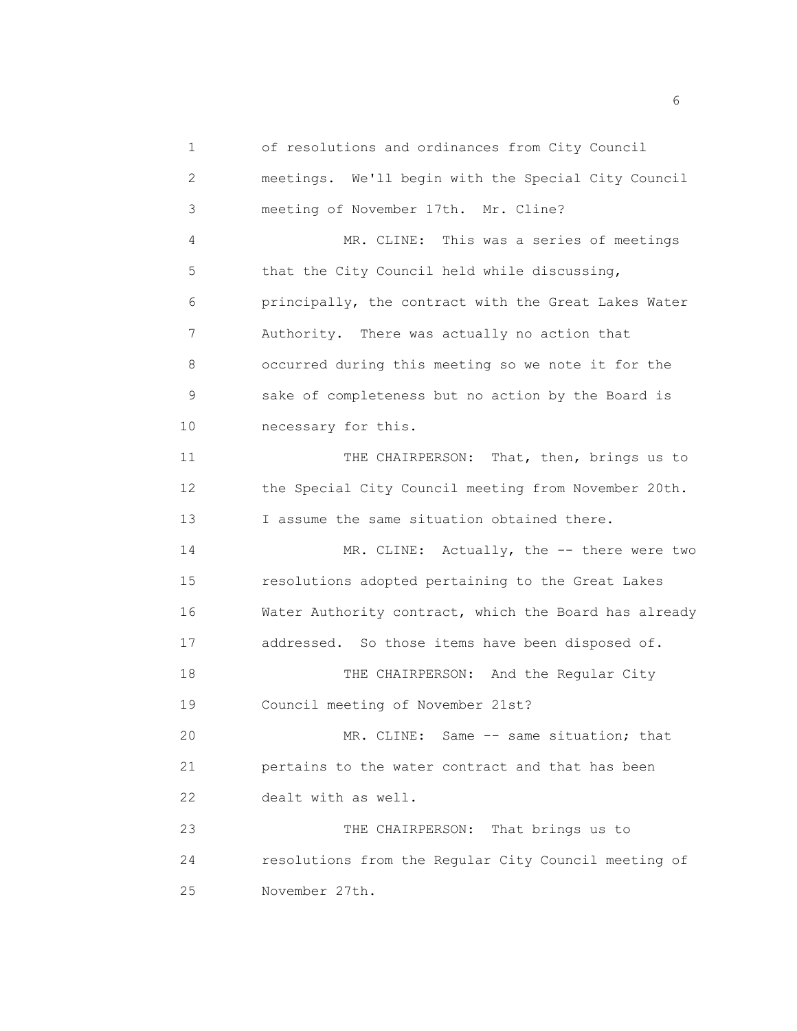of resolutions and ordinances from City Council meetings. We'll begin with the Special City Council meeting of November 17th. Mr. Cline?

MR. CLINE: This was a series of meetings that the City Council held while discussing, principally, the contract with the Great Lakes Water Authority. There was actually no action that occurred during this meeting so we note it for the sake of completeness but no action by the Board is necessary for this.

THE CHAIRPERSON: That, then, brings us to the Special City Council meeting from November 20th. I assume the same situation obtained there.

MR. CLINE: Actually, the -- there were two resolutions adopted pertaining to the Great Lakes Water Authority contract, which the Board has already addressed. So those items have been disposed of.

THE CHAIRPERSON: And the Regular City Council meeting of November 21st?

MR. CLINE: Same -- same situation; that pertains to the water contract and that has been dealt with as well.

THE CHAIRPERSON: That brings us to resolutions from the Regular City Council meeting of November 27th.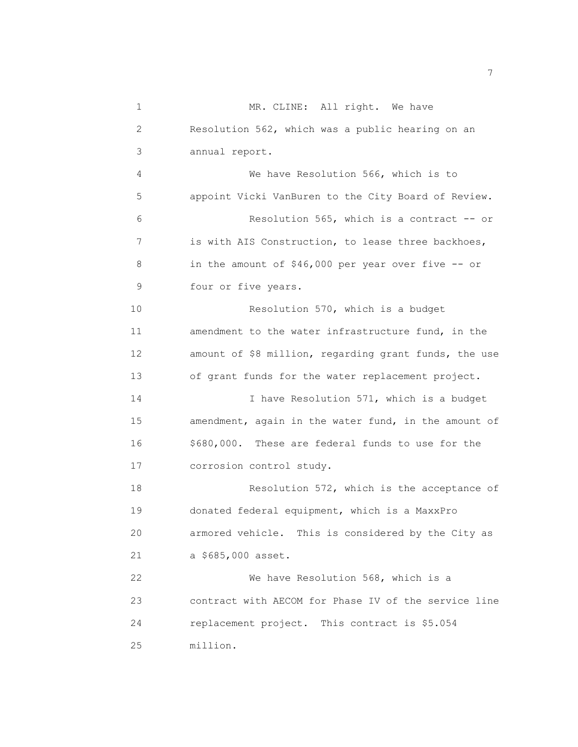MR. CLINE: All right. We have Resolution 562, which was a public hearing on an annual report.

We have Resolution 566, which is to appoint Vicki VanBuren to the City Board of Review.

Resolution 565, which is a contract -- or is with AIS Construction, to lease three backhoes, in the amount of $46,000 per year over five -- or four or five years.

Resolution 570, which is a budget amendment to the water infrastructure fund, in the amount of $8 million, regarding grant funds, the use of grant funds for the water replacement project.

I have Resolution 571, which is a budget amendment, again in the water fund, in the amount of $680,000. These are federal funds to use for the corrosion control study.

Resolution 572, which is the acceptance of donated federal equipment, which is a MaxxPro armored vehicle. This is considered by the City as a $685,000 asset.

We have Resolution 568, which is a contract with AECOM for Phase IV of the service line replacement project. This contract is $5.054 million.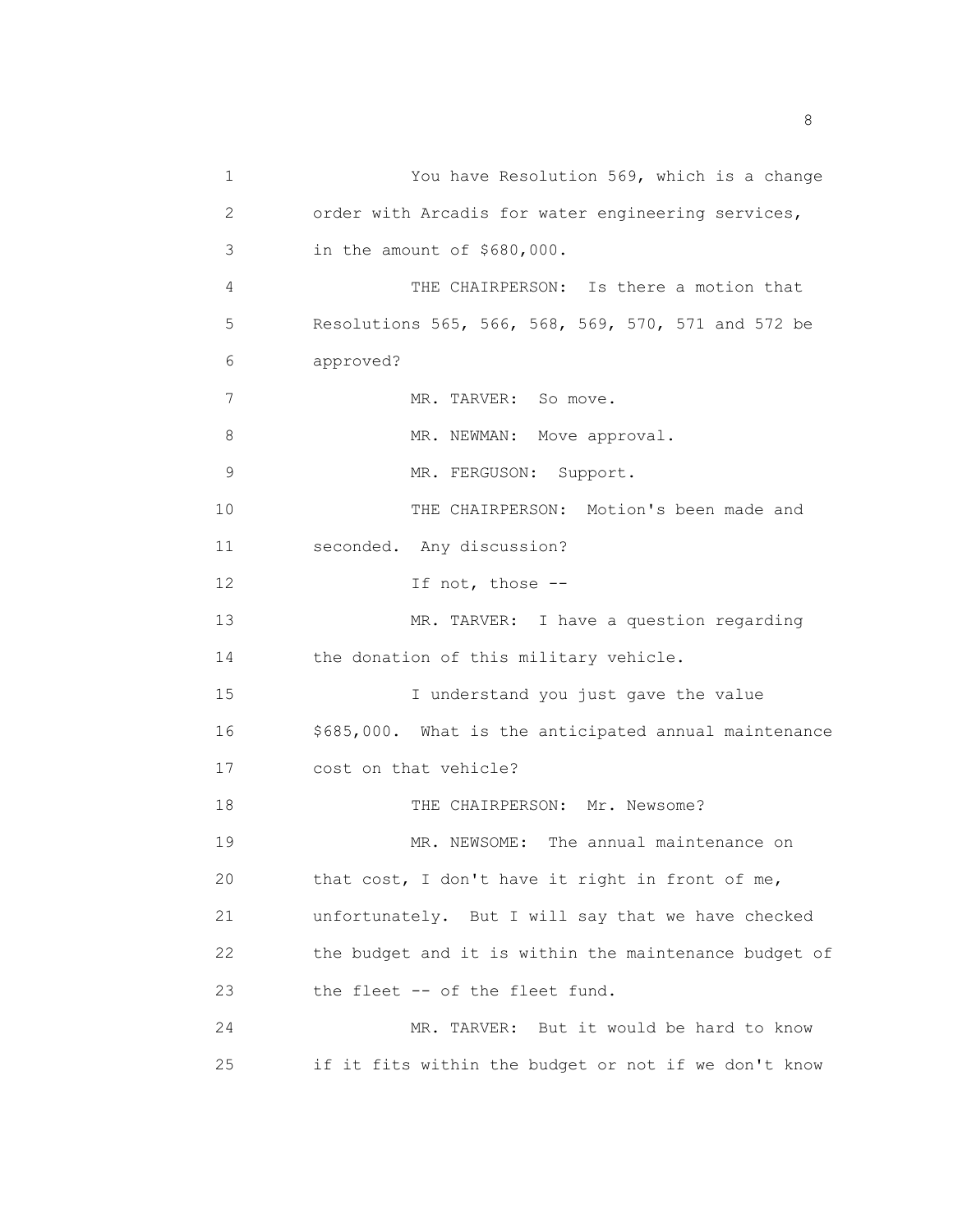1 You have Resolution 569, which is a change
2 order with Arcadis for water engineering services,
3 in the amount of $680,000.
4 THE CHAIRPERSON: Is there a motion that
5 Resolutions 565, 566, 568, 569, 570, 571 and 572 be
6 approved?
7 MR. TARVER: So move.
8 MR. NEWMAN: Move approval.
9 MR. FERGUSON: Support.
10 THE CHAIRPERSON: Motion's been made and
11 seconded. Any discussion?
12 If not, those --
13 MR. TARVER: I have a question regarding
14 the donation of this military vehicle.
15 I understand you just gave the value
16 $685,000. What is the anticipated annual maintenance
17 cost on that vehicle?
18 THE CHAIRPERSON: Mr. Newsome?
19 MR. NEWSOME: The annual maintenance on
20 that cost, I don't have it right in front of me,
21 unfortunately. But I will say that we have checked
22 the budget and it is within the maintenance budget of
23 the fleet -- of the fleet fund.
24 MR. TARVER: But it would be hard to know
25 if it fits within the budget or not if we don't know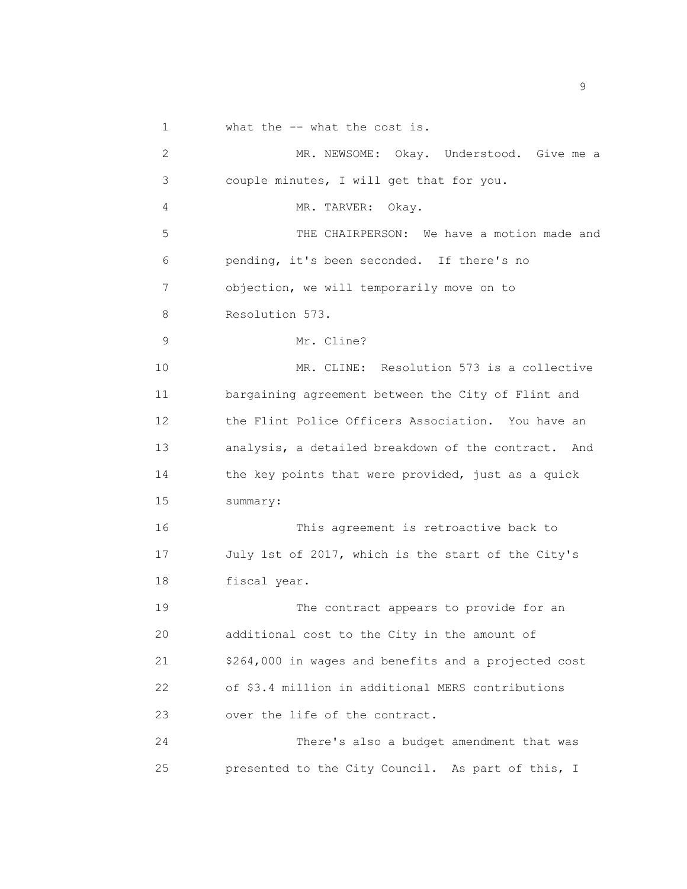what the -- what the cost is.

MR. NEWSOME: Okay. Understood. Give me a couple minutes, I will get that for you.

MR. TARVER: Okay.

THE CHAIRPERSON: We have a motion made and pending, it's been seconded. If there's no objection, we will temporarily move on to Resolution 573.

Mr. Cline?

MR. CLINE: Resolution 573 is a collective bargaining agreement between the City of Flint and the Flint Police Officers Association. You have an analysis, a detailed breakdown of the contract. And the key points that were provided, just as a quick summary:

This agreement is retroactive back to July 1st of 2017, which is the start of the City's fiscal year.

The contract appears to provide for an additional cost to the City in the amount of $264,000 in wages and benefits and a projected cost of $3.4 million in additional MERS contributions over the life of the contract.

There's also a budget amendment that was presented to the City Council. As part of this, I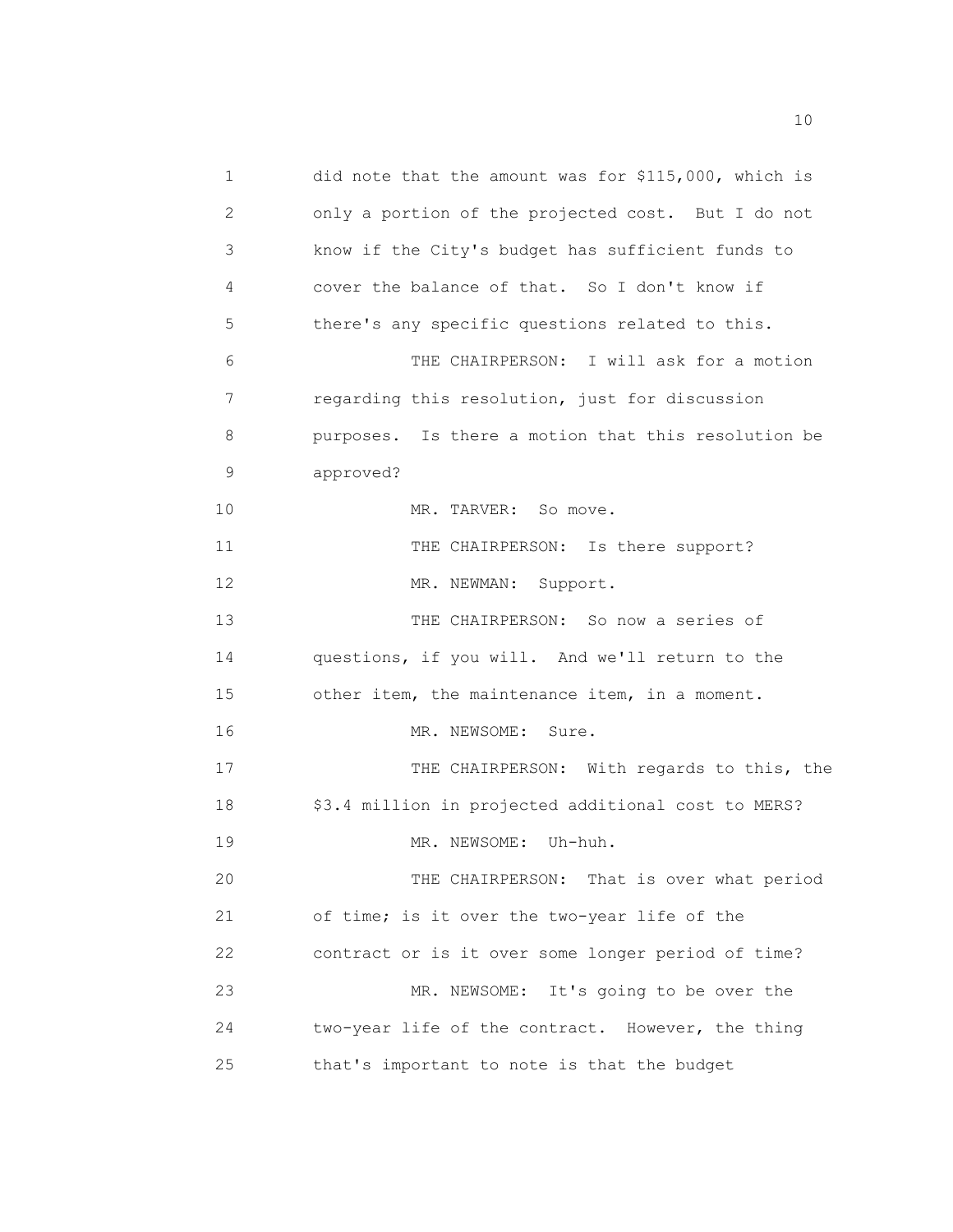did note that the amount was for $115,000, which is only a portion of the projected cost. But I do not know if the City's budget has sufficient funds to cover the balance of that. So I don't know if there's any specific questions related to this.

THE CHAIRPERSON: I will ask for a motion regarding this resolution, just for discussion purposes. Is there a motion that this resolution be approved?

MR. TARVER: So move.

THE CHAIRPERSON: Is there support?

MR. NEWMAN: Support.

THE CHAIRPERSON: So now a series of questions, if you will. And we'll return to the other item, the maintenance item, in a moment.

MR. NEWSOME: Sure.

THE CHAIRPERSON: With regards to this, the $3.4 million in projected additional cost to MERS?

MR. NEWSOME: Uh-huh.

THE CHAIRPERSON: That is over what period of time; is it over the two-year life of the contract or is it over some longer period of time?

MR. NEWSOME: It's going to be over the two-year life of the contract. However, the thing that's important to note is that the budget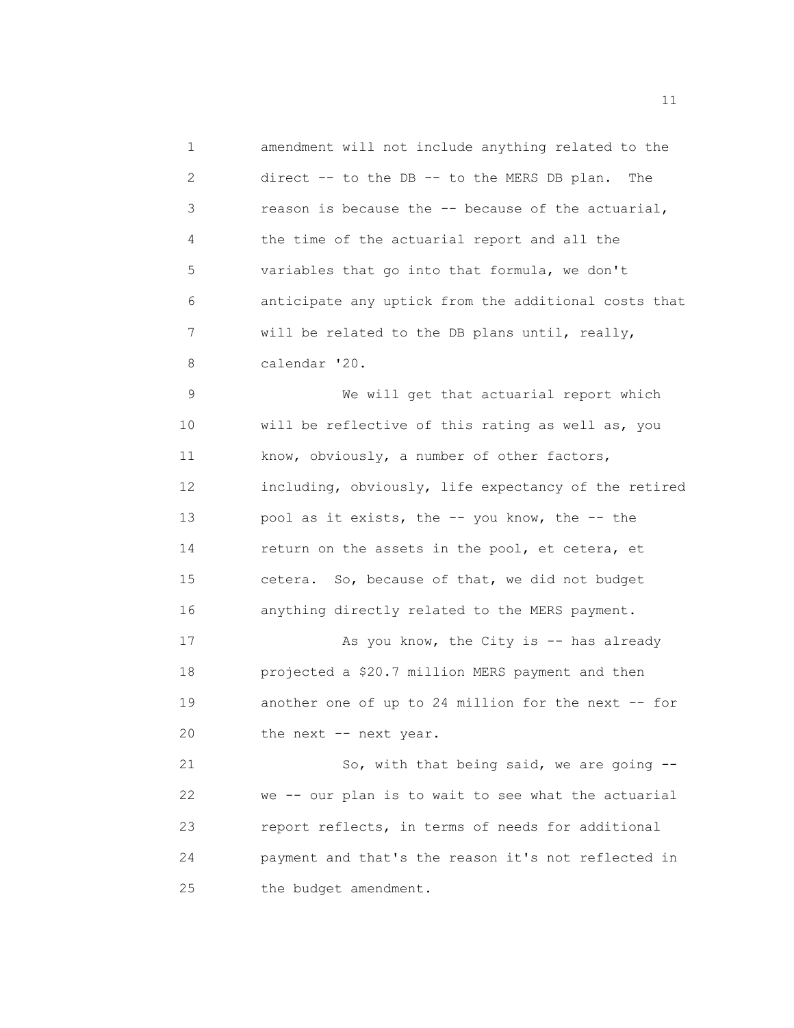amendment will not include anything related to the direct -- to the DB -- to the MERS DB plan. The reason is because the -- because of the actuarial, the time of the actuarial report and all the variables that go into that formula, we don't anticipate any uptick from the additional costs that will be related to the DB plans until, really, calendar '20.

We will get that actuarial report which will be reflective of this rating as well as, you know, obviously, a number of other factors, including, obviously, life expectancy of the retired pool as it exists, the -- you know, the -- the return on the assets in the pool, et cetera, et cetera. So, because of that, we did not budget anything directly related to the MERS payment.

As you know, the City is -- has already projected a $20.7 million MERS payment and then another one of up to 24 million for the next -- for the next -- next year.

So, with that being said, we are going -- we -- our plan is to wait to see what the actuarial report reflects, in terms of needs for additional payment and that's the reason it's not reflected in the budget amendment.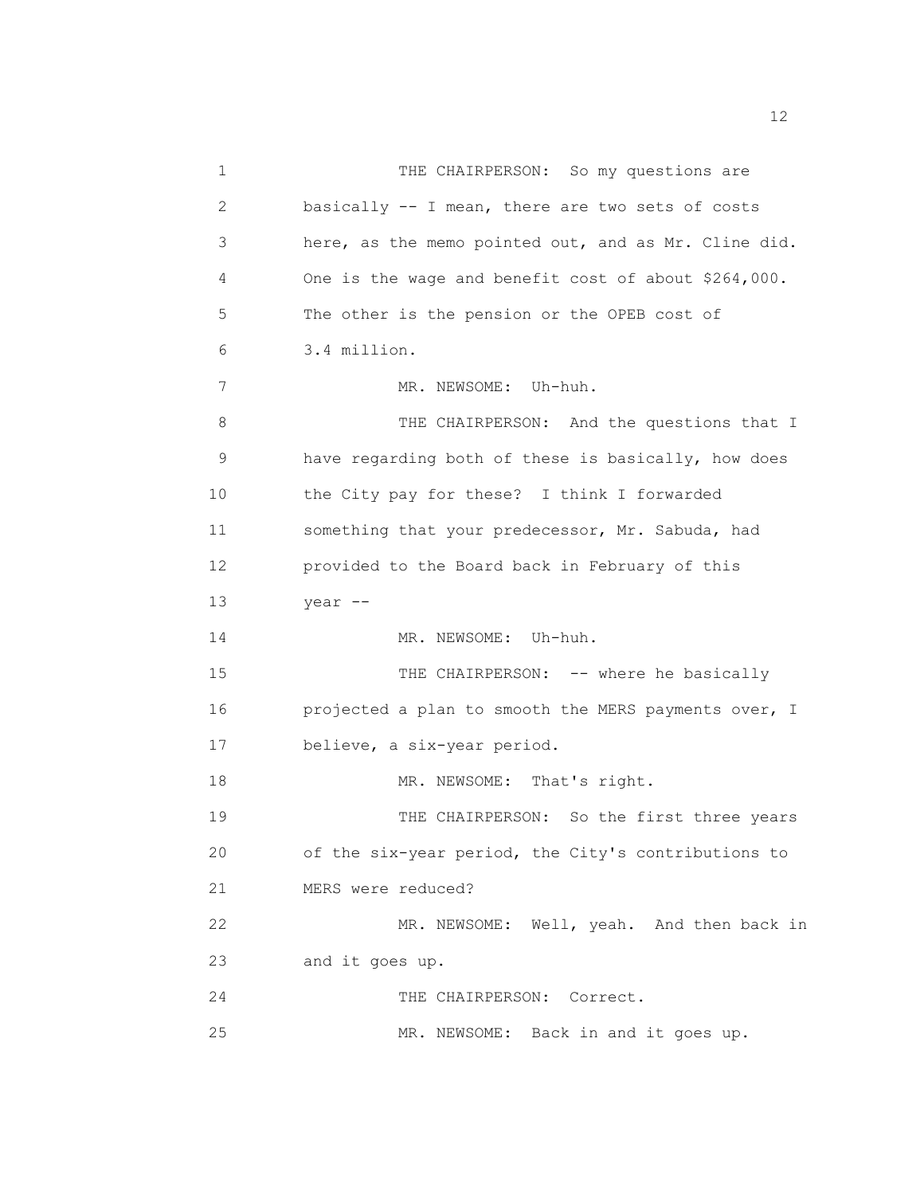THE CHAIRPERSON: So my questions are basically -- I mean, there are two sets of costs here, as the memo pointed out, and as Mr. Cline did. One is the wage and benefit cost of about $264,000. The other is the pension or the OPEB cost of 3.4 million.

MR. NEWSOME: Uh-huh.

THE CHAIRPERSON: And the questions that I have regarding both of these is basically, how does the City pay for these? I think I forwarded something that your predecessor, Mr. Sabuda, had provided to the Board back in February of this year --

MR. NEWSOME: Uh-huh.

THE CHAIRPERSON: -- where he basically projected a plan to smooth the MERS payments over, I believe, a six-year period.

MR. NEWSOME: That's right.

THE CHAIRPERSON: So the first three years of the six-year period, the City's contributions to MERS were reduced?

MR. NEWSOME: Well, yeah. And then back in and it goes up.

THE CHAIRPERSON: Correct.

MR. NEWSOME: Back in and it goes up.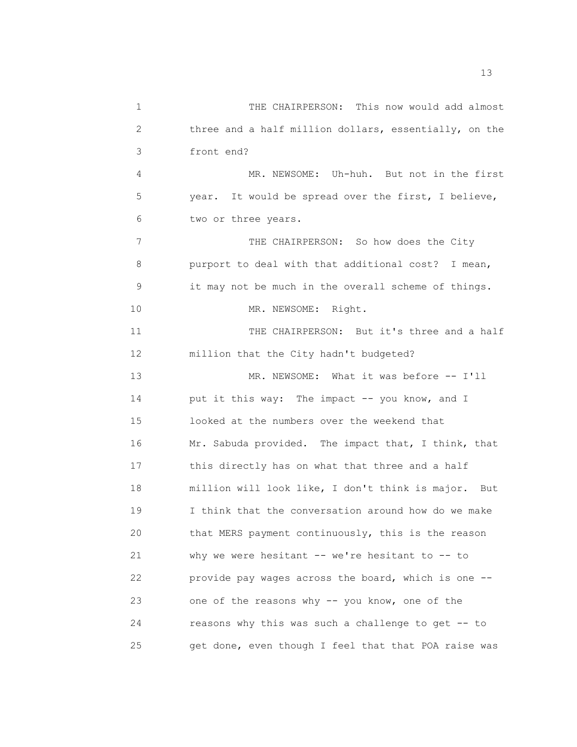THE CHAIRPERSON: This now would add almost three and a half million dollars, essentially, on the front end?

MR. NEWSOME: Uh-huh. But not in the first year. It would be spread over the first, I believe, two or three years.

THE CHAIRPERSON: So how does the City purport to deal with that additional cost? I mean, it may not be much in the overall scheme of things.

MR. NEWSOME: Right.

THE CHAIRPERSON: But it's three and a half million that the City hadn't budgeted?

MR. NEWSOME: What it was before -- I'll put it this way: The impact -- you know, and I looked at the numbers over the weekend that Mr. Sabuda provided. The impact that, I think, that this directly has on what that three and a half million will look like, I don't think is major. But I think that the conversation around how do we make that MERS payment continuously, this is the reason why we were hesitant -- we're hesitant to -- to provide pay wages across the board, which is one -- one of the reasons why -- you know, one of the reasons why this was such a challenge to get -- to get done, even though I feel that that POA raise was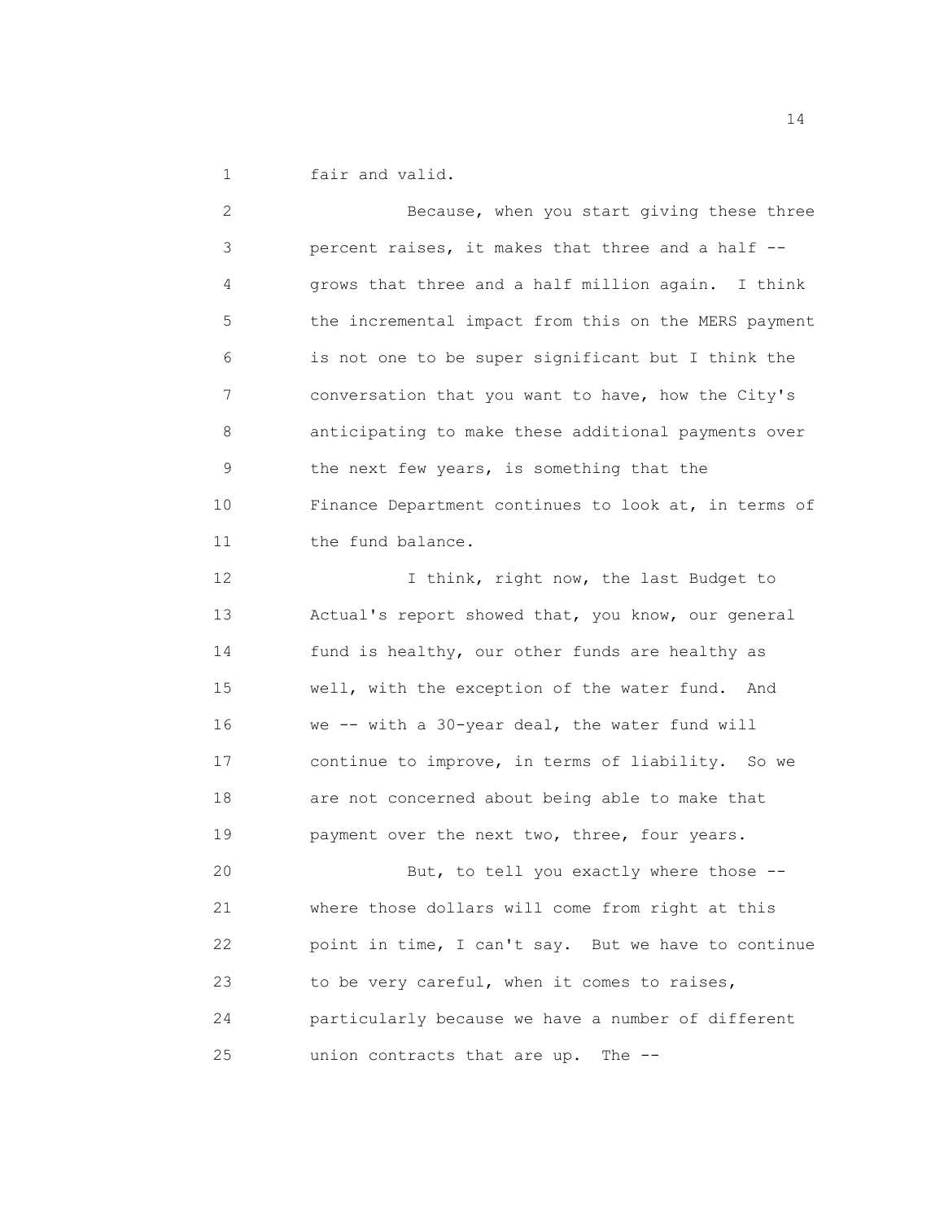fair and valid.

Because, when you start giving these three percent raises, it makes that three and a half -- grows that three and a half million again. I think the incremental impact from this on the MERS payment is not one to be super significant but I think the conversation that you want to have, how the City's anticipating to make these additional payments over the next few years, is something that the Finance Department continues to look at, in terms of the fund balance.

I think, right now, the last Budget to Actual's report showed that, you know, our general fund is healthy, our other funds are healthy as well, with the exception of the water fund. And we -- with a 30-year deal, the water fund will continue to improve, in terms of liability. So we are not concerned about being able to make that payment over the next two, three, four years.

But, to tell you exactly where those -- where those dollars will come from right at this point in time, I can't say. But we have to continue to be very careful, when it comes to raises, particularly because we have a number of different union contracts that are up. The --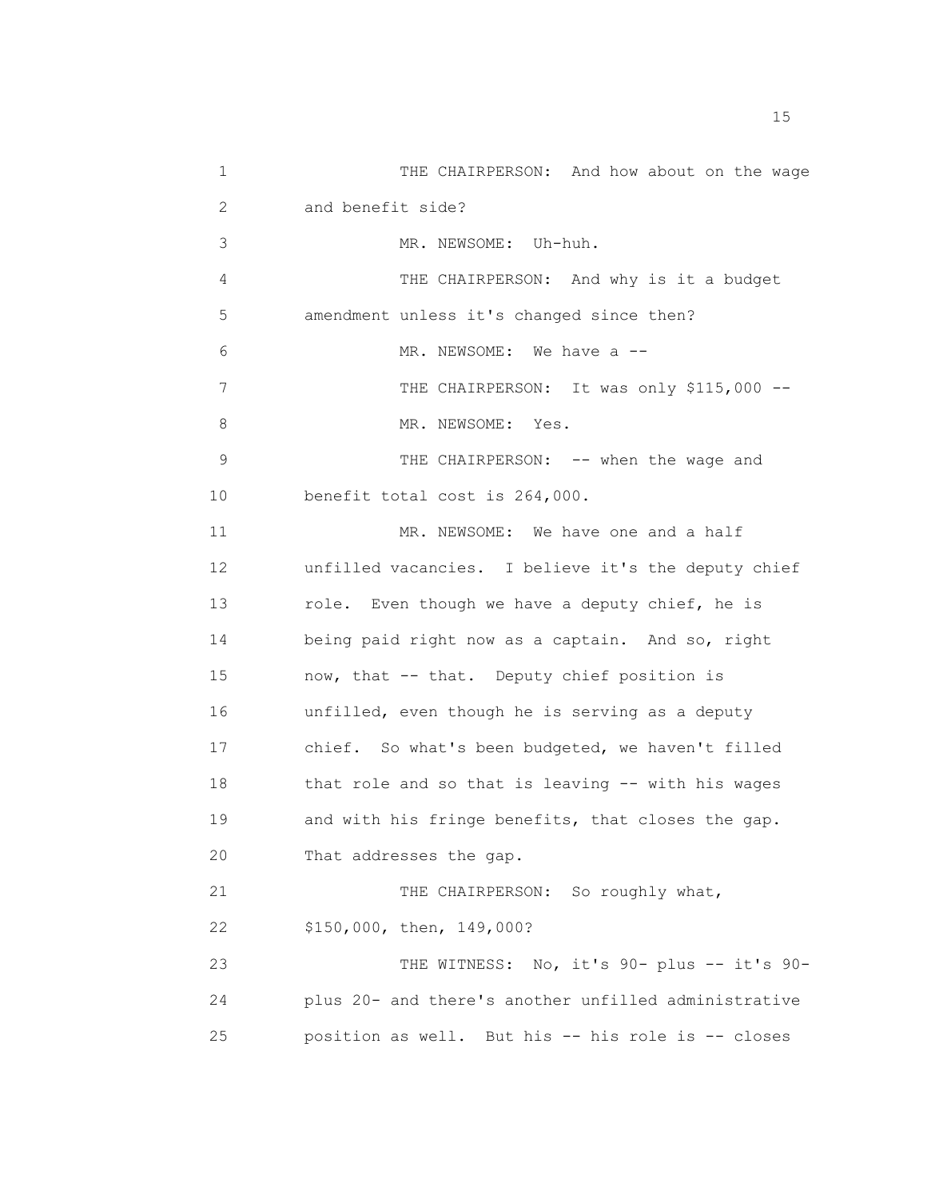THE CHAIRPERSON: And how about on the wage and benefit side?

MR. NEWSOME: Uh-huh.

THE CHAIRPERSON: And why is it a budget amendment unless it's changed since then?

MR. NEWSOME: We have a --

THE CHAIRPERSON: It was only $115,000 --

MR. NEWSOME: Yes.

THE CHAIRPERSON: -- when the wage and benefit total cost is 264,000.

MR. NEWSOME: We have one and a half unfilled vacancies. I believe it's the deputy chief role. Even though we have a deputy chief, he is being paid right now as a captain. And so, right now, that -- that. Deputy chief position is unfilled, even though he is serving as a deputy chief. So what's been budgeted, we haven't filled that role and so that is leaving -- with his wages and with his fringe benefits, that closes the gap. That addresses the gap.

THE CHAIRPERSON: So roughly what, $150,000, then, 149,000?

THE WITNESS: No, it's 90- plus -- it's 90- plus 20- and there's another unfilled administrative position as well. But his -- his role is -- closes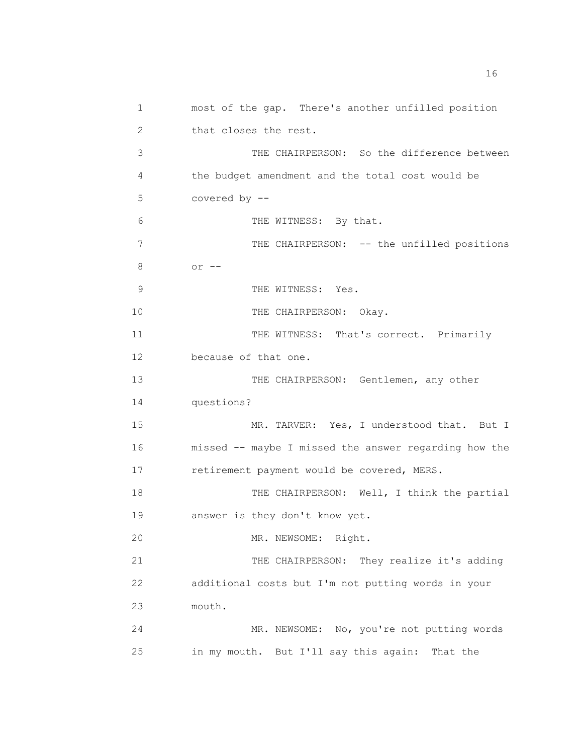most of the gap. There's another unfilled position that closes the rest.

THE CHAIRPERSON: So the difference between the budget amendment and the total cost would be covered by --

THE WITNESS: By that.

THE CHAIRPERSON: -- the unfilled positions or --

THE WITNESS: Yes.

THE CHAIRPERSON: Okay.

THE WITNESS: That's correct. Primarily because of that one.

THE CHAIRPERSON: Gentlemen, any other questions?

MR. TARVER: Yes, I understood that. But I missed -- maybe I missed the answer regarding how the retirement payment would be covered, MERS.

THE CHAIRPERSON: Well, I think the partial answer is they don't know yet.

MR. NEWSOME: Right.

THE CHAIRPERSON: They realize it's adding additional costs but I'm not putting words in your mouth.

MR. NEWSOME: No, you're not putting words in my mouth. But I'll say this again: That the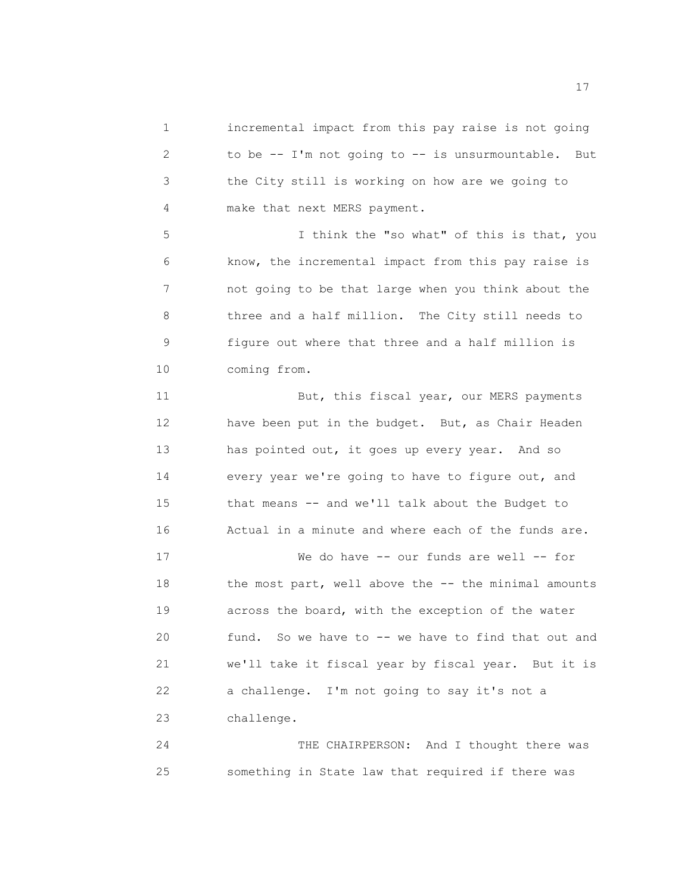incremental impact from this pay raise is not going to be -- I'm not going to -- is unsurmountable. But the City still is working on how are we going to make that next MERS payment.

I think the "so what" of this is that, you know, the incremental impact from this pay raise is not going to be that large when you think about the three and a half million. The City still needs to figure out where that three and a half million is coming from.

But, this fiscal year, our MERS payments have been put in the budget. But, as Chair Headen has pointed out, it goes up every year. And so every year we're going to have to figure out, and that means -- and we'll talk about the Budget to Actual in a minute and where each of the funds are.

We do have -- our funds are well -- for the most part, well above the -- the minimal amounts across the board, with the exception of the water fund. So we have to -- we have to find that out and we'll take it fiscal year by fiscal year. But it is a challenge. I'm not going to say it's not a challenge.

THE CHAIRPERSON: And I thought there was something in State law that required if there was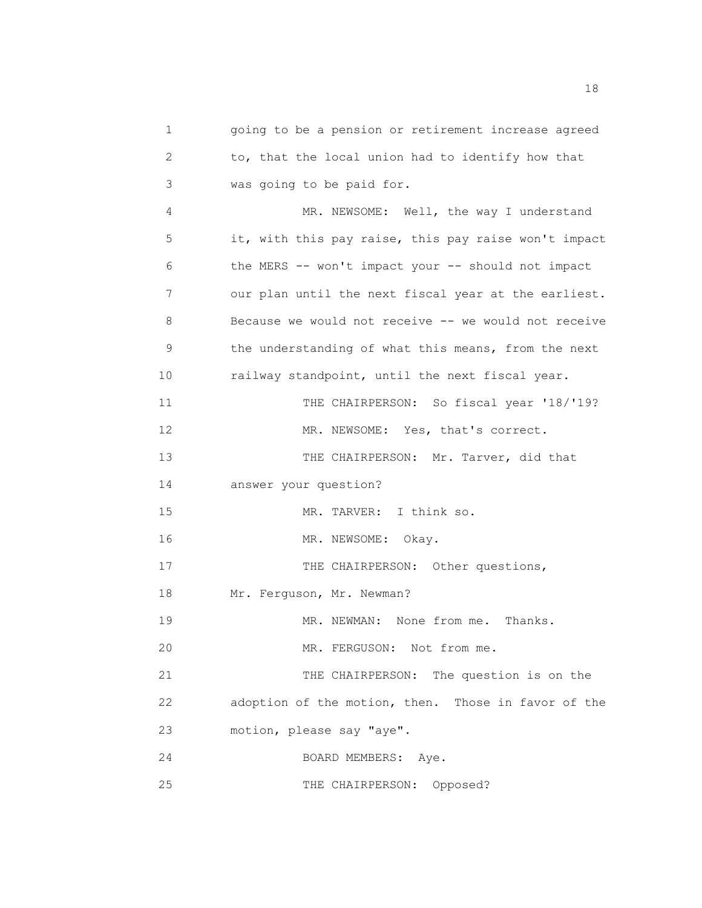going to be a pension or retirement increase agreed to, that the local union had to identify how that was going to be paid for.

MR. NEWSOME: Well, the way I understand it, with this pay raise, this pay raise won't impact the MERS -- won't impact your -- should not impact our plan until the next fiscal year at the earliest. Because we would not receive -- we would not receive the understanding of what this means, from the next railway standpoint, until the next fiscal year.

THE CHAIRPERSON: So fiscal year '18/'19?

MR. NEWSOME: Yes, that's correct.

THE CHAIRPERSON: Mr. Tarver, did that answer your question?

MR. TARVER: I think so.

MR. NEWSOME: Okay.

THE CHAIRPERSON: Other questions, Mr. Ferguson, Mr. Newman?

MR. NEWMAN: None from me. Thanks.

MR. FERGUSON: Not from me.

THE CHAIRPERSON: The question is on the adoption of the motion, then. Those in favor of the motion, please say "aye".

BOARD MEMBERS: Aye.

THE CHAIRPERSON: Opposed?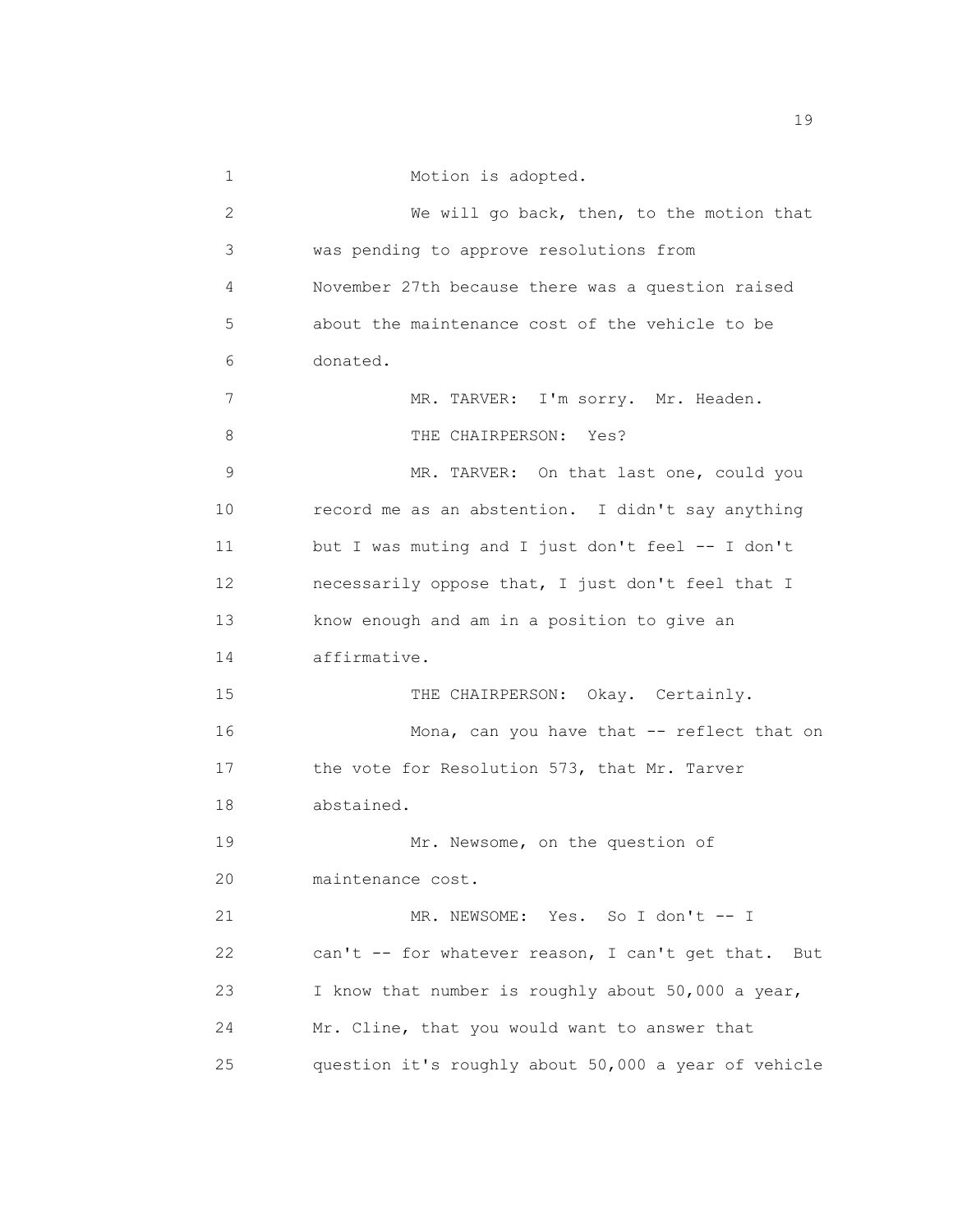Motion is adopted.

We will go back, then, to the motion that was pending to approve resolutions from November 27th because there was a question raised about the maintenance cost of the vehicle to be donated.

MR. TARVER: I'm sorry. Mr. Headen.

THE CHAIRPERSON: Yes?

MR. TARVER: On that last one, could you record me as an abstention. I didn't say anything but I was muting and I just don't feel -- I don't necessarily oppose that, I just don't feel that I know enough and am in a position to give an affirmative.

THE CHAIRPERSON: Okay. Certainly.

Mona, can you have that -- reflect that on the vote for Resolution 573, that Mr. Tarver abstained.

Mr. Newsome, on the question of maintenance cost.

MR. NEWSOME: Yes. So I don't -- I can't -- for whatever reason, I can't get that. But I know that number is roughly about 50,000 a year, Mr. Cline, that you would want to answer that question it's roughly about 50,000 a year of vehicle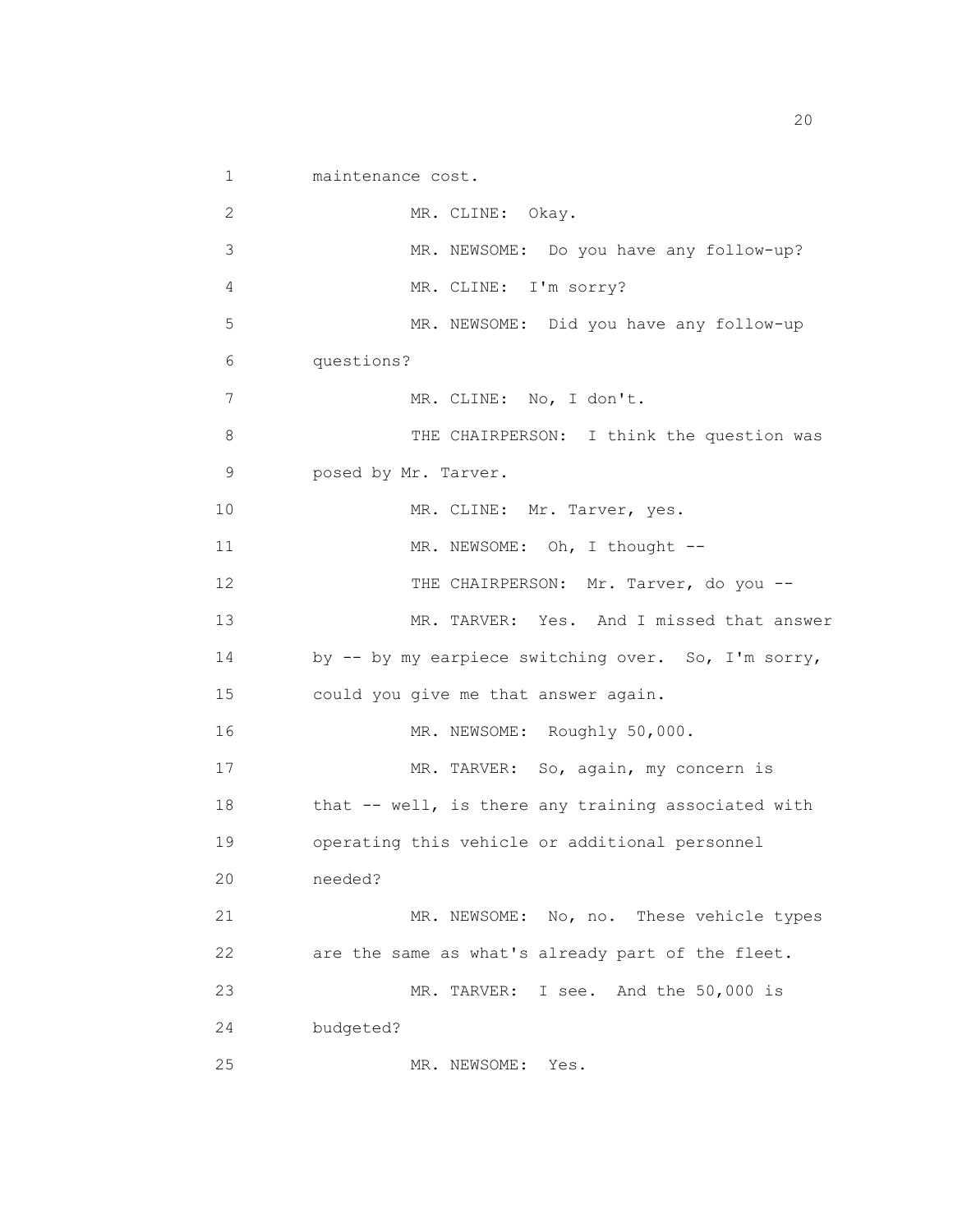maintenance cost.

MR. CLINE: Okay.

MR. NEWSOME: Do you have any follow-up?

MR. CLINE: I'm sorry?

MR. NEWSOME: Did you have any follow-up questions?

MR. CLINE: No, I don't.

THE CHAIRPERSON: I think the question was posed by Mr. Tarver.

MR. CLINE: Mr. Tarver, yes.

MR. NEWSOME: Oh, I thought --

THE CHAIRPERSON: Mr. Tarver, do you --

MR. TARVER: Yes. And I missed that answer by -- by my earpiece switching over. So, I'm sorry, could you give me that answer again.

MR. NEWSOME: Roughly 50,000.

MR. TARVER: So, again, my concern is that -- well, is there any training associated with operating this vehicle or additional personnel needed?

MR. NEWSOME: No, no. These vehicle types are the same as what's already part of the fleet.

MR. TARVER: I see. And the 50,000 is budgeted?

MR. NEWSOME: Yes.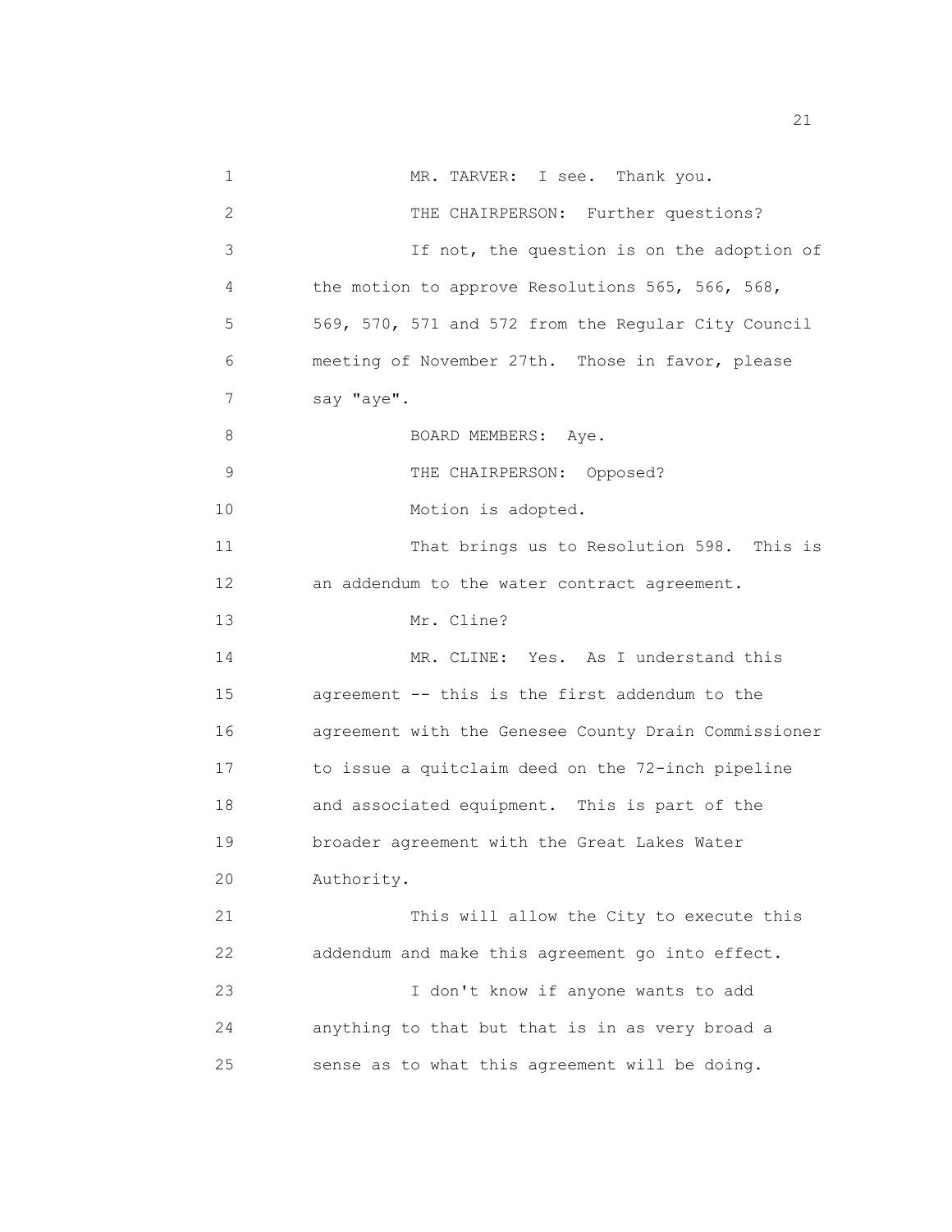MR. TARVER: I see. Thank you.

THE CHAIRPERSON: Further questions?

If not, the question is on the adoption of the motion to approve Resolutions 565, 566, 568, 569, 570, 571 and 572 from the Regular City Council meeting of November 27th. Those in favor, please say "aye".

BOARD MEMBERS: Aye.

THE CHAIRPERSON: Opposed?

Motion is adopted.

That brings us to Resolution 598. This is an addendum to the water contract agreement.

Mr. Cline?

MR. CLINE: Yes. As I understand this agreement -- this is the first addendum to the agreement with the Genesee County Drain Commissioner to issue a quitclaim deed on the 72-inch pipeline and associated equipment. This is part of the broader agreement with the Great Lakes Water Authority.

This will allow the City to execute this addendum and make this agreement go into effect.

I don't know if anyone wants to add anything to that but that is in as very broad a sense as to what this agreement will be doing.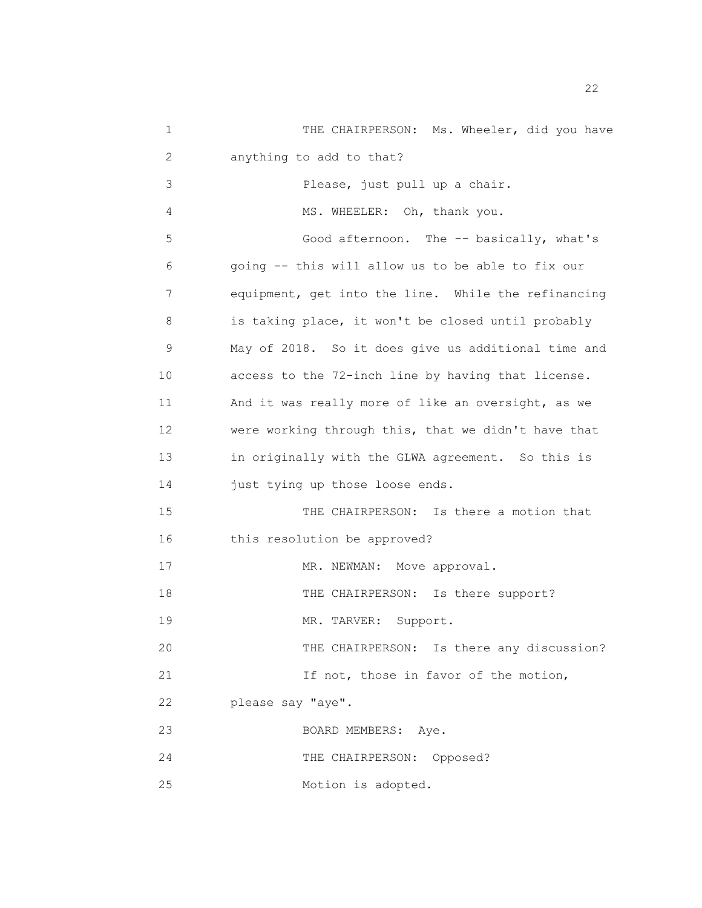THE CHAIRPERSON: Ms. Wheeler, did you have anything to add to that?

Please, just pull up a chair.

MS. WHEELER: Oh, thank you.

Good afternoon. The -- basically, what's going -- this will allow us to be able to fix our equipment, get into the line. While the refinancing is taking place, it won't be closed until probably May of 2018. So it does give us additional time and access to the 72-inch line by having that license. And it was really more of like an oversight, as we were working through this, that we didn't have that in originally with the GLWA agreement. So this is just tying up those loose ends.

THE CHAIRPERSON: Is there a motion that this resolution be approved?

MR. NEWMAN: Move approval.

THE CHAIRPERSON: Is there support?

MR. TARVER: Support.

THE CHAIRPERSON: Is there any discussion?

If not, those in favor of the motion, please say "aye".

BOARD MEMBERS: Aye.

THE CHAIRPERSON: Opposed?

Motion is adopted.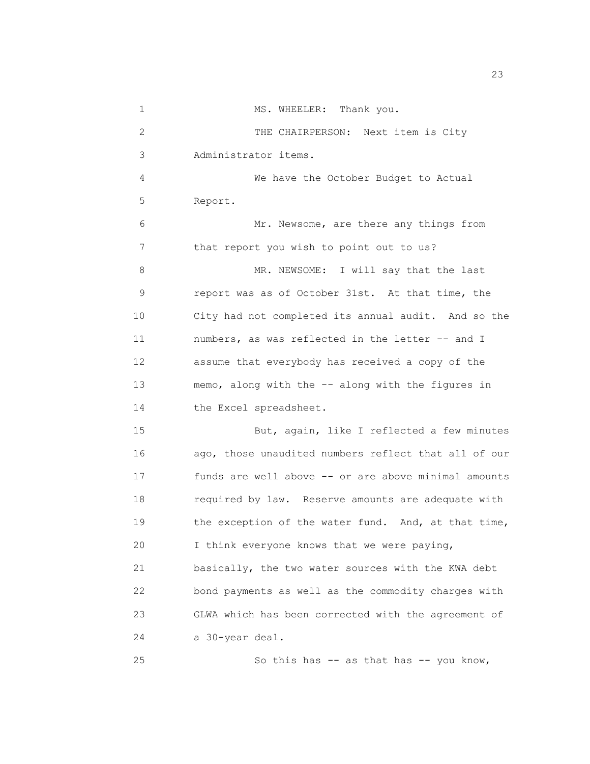MS. WHEELER: Thank you.

THE CHAIRPERSON: Next item is City Administrator items.

We have the October Budget to Actual Report.

Mr. Newsome, are there any things from that report you wish to point out to us?

MR. NEWSOME: I will say that the last report was as of October 31st. At that time, the City had not completed its annual audit. And so the numbers, as was reflected in the letter -- and I assume that everybody has received a copy of the memo, along with the -- along with the figures in the Excel spreadsheet.

But, again, like I reflected a few minutes ago, those unaudited numbers reflect that all of our funds are well above -- or are above minimal amounts required by law. Reserve amounts are adequate with the exception of the water fund. And, at that time, I think everyone knows that we were paying, basically, the two water sources with the KWA debt bond payments as well as the commodity charges with GLWA which has been corrected with the agreement of a 30-year deal.

So this has -- as that has -- you know,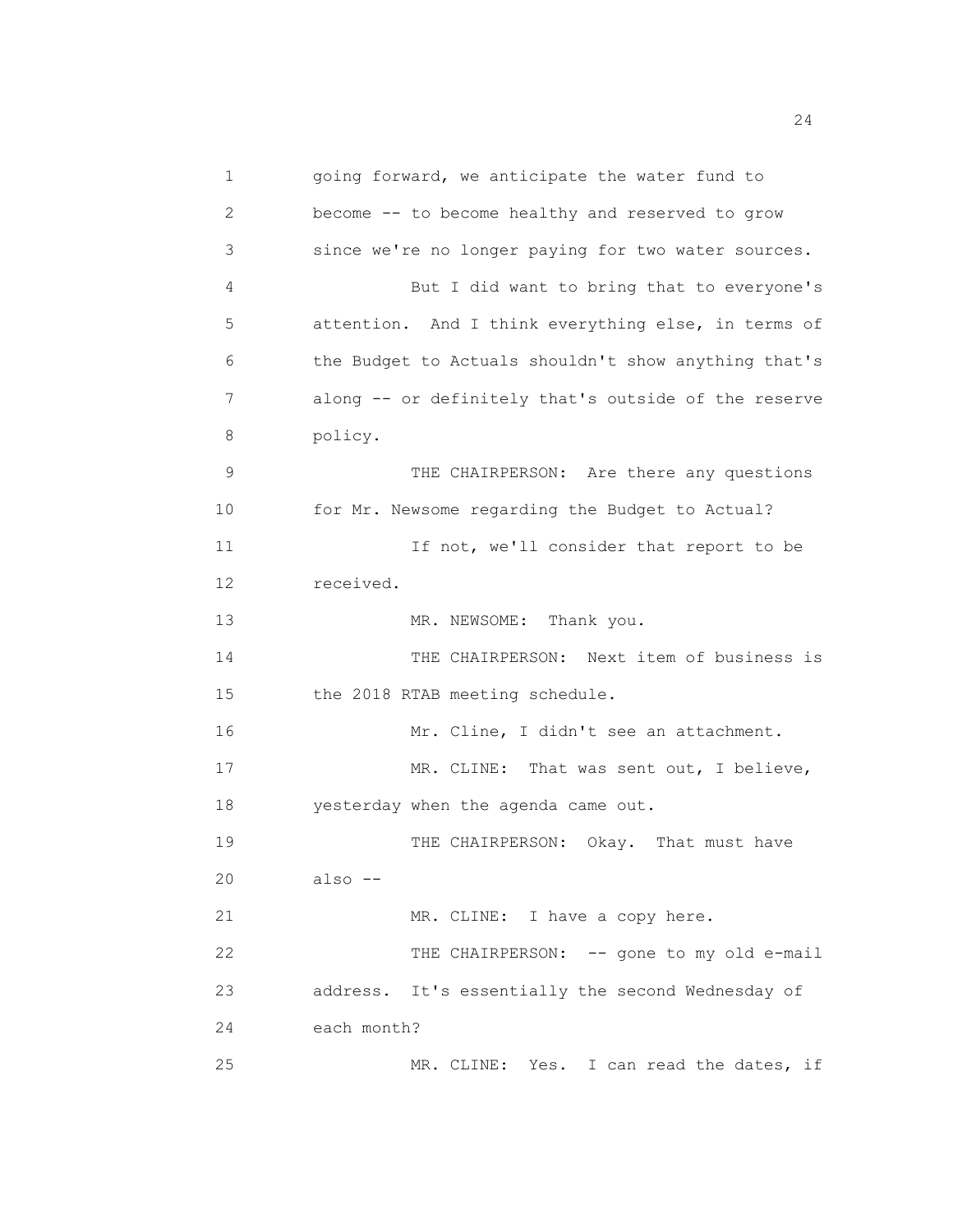going forward, we anticipate the water fund to become -- to become healthy and reserved to grow since we're no longer paying for two water sources.

But I did want to bring that to everyone's attention. And I think everything else, in terms of the Budget to Actuals shouldn't show anything that's along -- or definitely that's outside of the reserve policy.

THE CHAIRPERSON: Are there any questions for Mr. Newsome regarding the Budget to Actual?

If not, we'll consider that report to be received.

MR. NEWSOME: Thank you.

THE CHAIRPERSON: Next item of business is the 2018 RTAB meeting schedule.

Mr. Cline, I didn't see an attachment.

MR. CLINE: That was sent out, I believe, yesterday when the agenda came out.

THE CHAIRPERSON: Okay. That must have also --

MR. CLINE: I have a copy here.

THE CHAIRPERSON: -- gone to my old e-mail address. It's essentially the second Wednesday of each month?

MR. CLINE: Yes. I can read the dates, if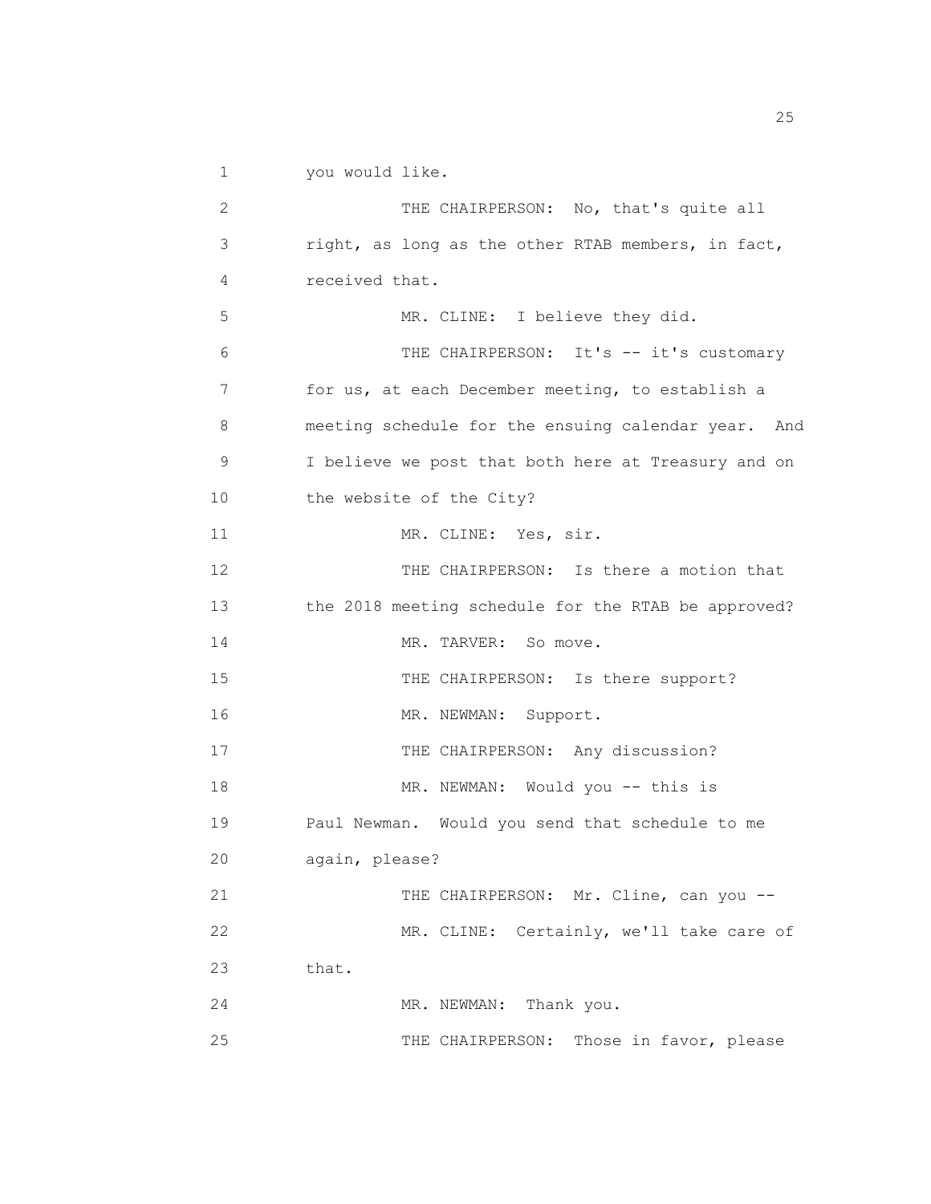you would like.

THE CHAIRPERSON: No, that's quite all right, as long as the other RTAB members, in fact, received that.

MR. CLINE: I believe they did.

THE CHAIRPERSON: It's -- it's customary for us, at each December meeting, to establish a meeting schedule for the ensuing calendar year. And I believe we post that both here at Treasury and on the website of the City?

MR. CLINE: Yes, sir.

THE CHAIRPERSON: Is there a motion that the 2018 meeting schedule for the RTAB be approved?

MR. TARVER: So move.

THE CHAIRPERSON: Is there support?

MR. NEWMAN: Support.

THE CHAIRPERSON: Any discussion?

MR. NEWMAN: Would you -- this is Paul Newman. Would you send that schedule to me again, please?

THE CHAIRPERSON: Mr. Cline, can you --

MR. CLINE: Certainly, we'll take care of that.

MR. NEWMAN: Thank you.

THE CHAIRPERSON: Those in favor, please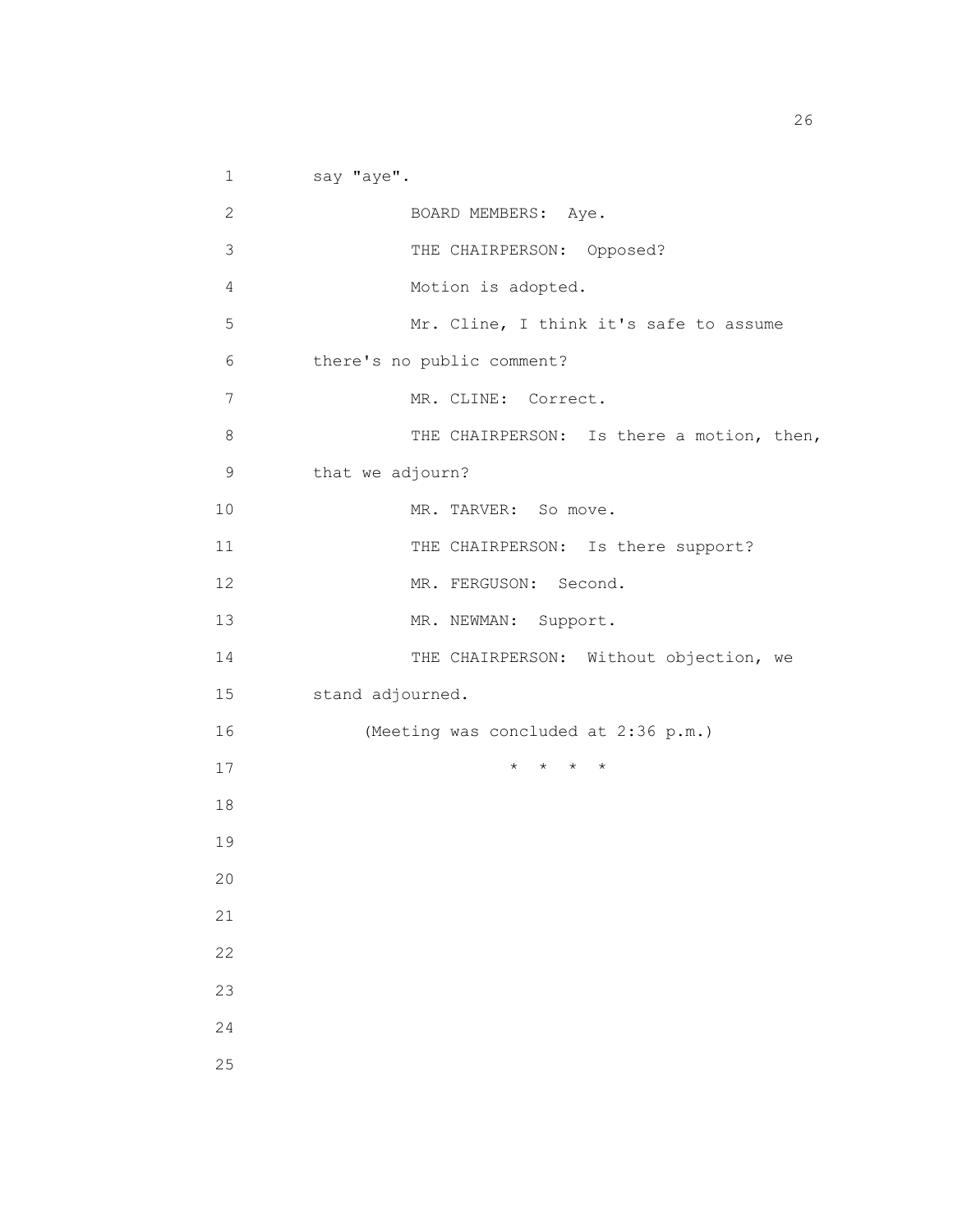say "aye".

BOARD MEMBERS: Aye.

THE CHAIRPERSON: Opposed?

Motion is adopted.

Mr. Cline, I think it's safe to assume there's no public comment?

MR. CLINE: Correct.

THE CHAIRPERSON: Is there a motion, then, that we adjourn?

MR. TARVER: So move.

THE CHAIRPERSON: Is there support?

MR. FERGUSON: Second.

MR. NEWMAN: Support.

THE CHAIRPERSON: Without objection, we stand adjourned.

(Meeting was concluded at 2:36 p.m.)

\* \* \* \*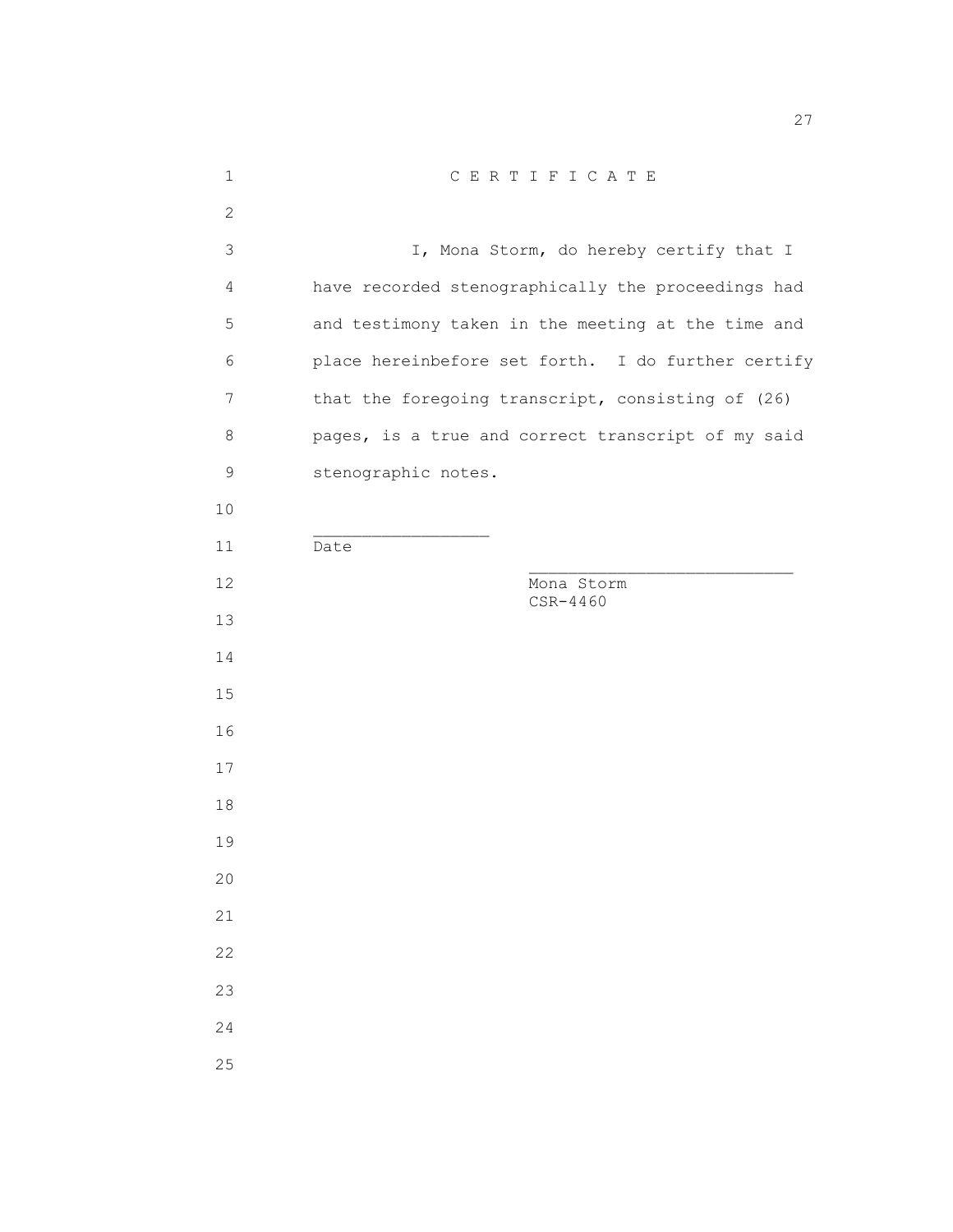# C E R T I F I C A T E

I, Mona Storm, do hereby certify that I have recorded stenographically the proceedings had and testimony taken in the meeting at the time and place hereinbefore set forth. I do further certify that the foregoing transcript, consisting of (26) pages, is a true and correct transcript of my said stenographic notes.

\_\_\_\_\_\_\_\_\_\_\_\_\_\_\_\_\_\_

Date

\_\_\_\_\_\_\_\_\_\_\_\_\_\_\_\_\_\_\_\_\_\_\_\_\_\_\_

Mona Storm
CSR-4460